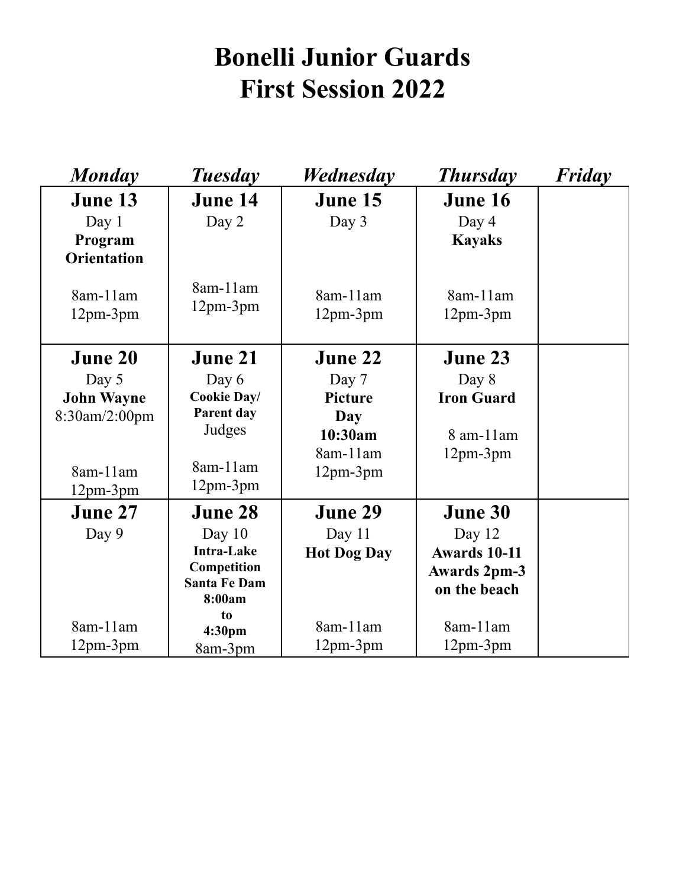# Bonelli Junior Guards
# First Session 2022

| *Monday* | *Tuesday* | *Wednesday* | *Thursday* | *Friday* |
|---|---|---|---|---|
| **June 13**<br>Day 1<br>**Program Orientation**<br><br>8am-11am<br>12pm-3pm | **June 14**<br>Day 2<br><br>8am-11am<br>12pm-3pm | **June 15**<br>Day 3<br><br>8am-11am<br>12pm-3pm | **June 16**<br>Day 4<br>**Kayaks**<br><br>8am-11am<br>12pm-3pm | |
| **June 20**<br>Day 5<br>**John Wayne**<br>8:30am/2:00pm<br><br>8am-11am<br>12pm-3pm | **June 21**<br>Day 6<br>**Cookie Day/ Parent day**<br>Judges<br><br>8am-11am<br>12pm-3pm | **June 22**<br>Day 7<br>**Picture Day**<br>**10:30am**<br>8am-11am<br>12pm-3pm | **June 23**<br>Day 8<br>**Iron Guard**<br><br>8 am-11am<br>12pm-3pm | |
| **June 27**<br>Day 9<br><br>8am-11am<br>12pm-3pm | **June 28**<br>Day 10<br>**Intra-Lake Competition Santa Fe Dam 8:00am to 4:30pm**<br>8am-3pm | **June 29**<br>Day 11<br>**Hot Dog Day**<br><br>8am-11am<br>12pm-3pm | **June 30**<br>Day 12<br>**Awards 10-11**<br>**Awards 2pm-3 on the beach**<br><br>8am-11am<br>12pm-3pm | |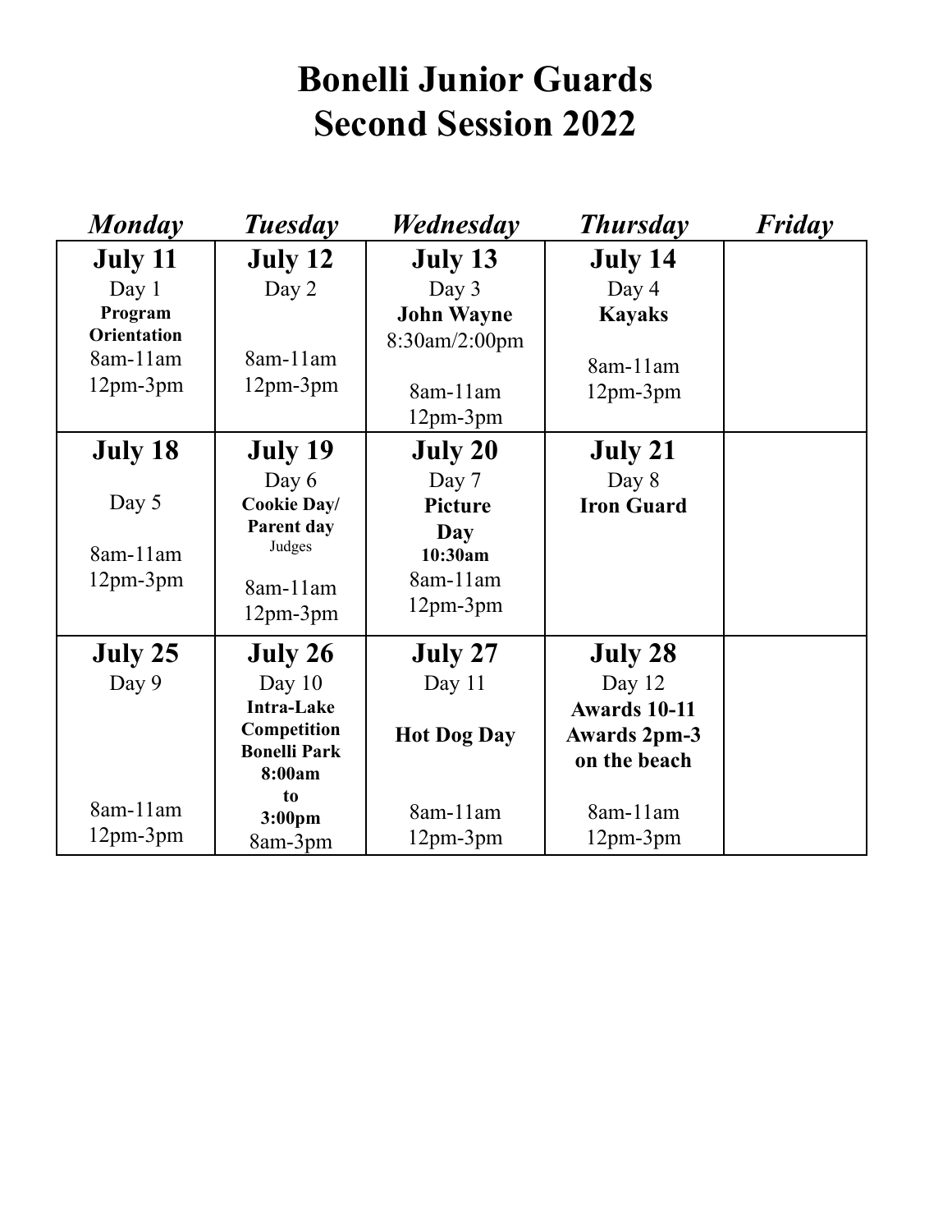# Bonelli Junior Guards
# Second Session 2022

| *Monday* | *Tuesday* | *Wednesday* | *Thursday* | *Friday* |
|---|---|---|---|---|
| **July 11**<br>Day 1<br>**Program Orientation**<br>8am-11am<br>12pm-3pm | **July 12**<br>Day 2<br>8am-11am<br>12pm-3pm | **July 13**<br>Day 3<br>**John Wayne**<br>8:30am/2:00pm<br>8am-11am<br>12pm-3pm | **July 14**<br>Day 4<br>**Kayaks**<br>8am-11am<br>12pm-3pm | |
| **July 18**<br>Day 5<br>8am-11am<br>12pm-3pm | **July 19**<br>Day 6<br>**Cookie Day/ Parent day**<br>Judges<br>8am-11am<br>12pm-3pm | **July 20**<br>Day 7<br>**Picture Day**<br>**10:30am**<br>8am-11am<br>12pm-3pm | **July 21**<br>Day 8<br>**Iron Guard** | |
| **July 25**<br>Day 9<br>8am-11am<br>12pm-3pm | **July 26**<br>Day 10<br>**Intra-Lake Competition Bonelli Park 8:00am to 3:00pm**<br>8am-3pm | **July 27**<br>Day 11<br>**Hot Dog Day**<br>8am-11am<br>12pm-3pm | **July 28**<br>Day 12<br>**Awards 10-11**<br>**Awards 2pm-3 on the beach**<br>8am-11am<br>12pm-3pm | |